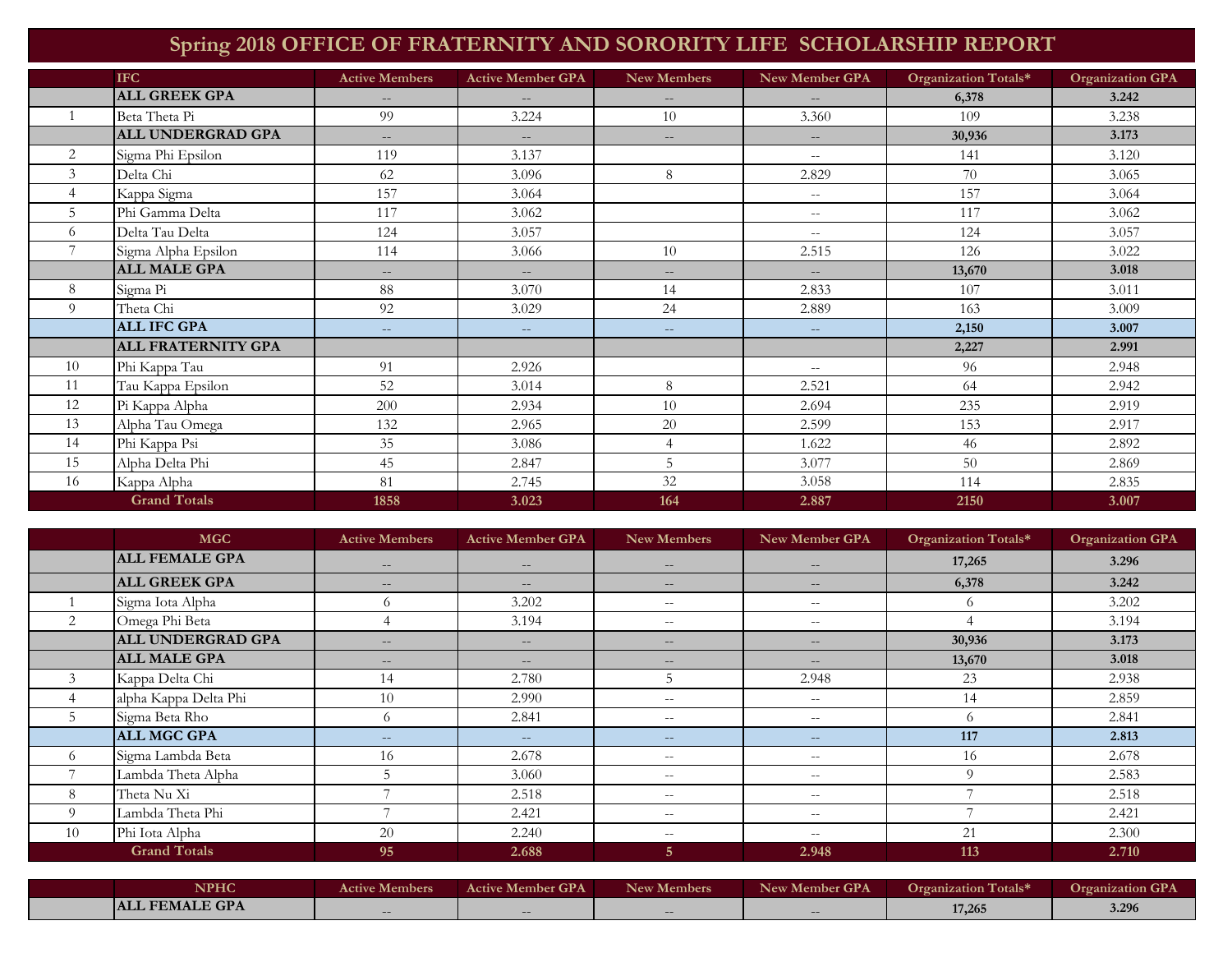# Spring 2018 OFFICE OF FRATERNITY AND SORORITY LIFE SCHOLARSHIP REPORT

| | IFC | Active Members | Active Member GPA | New Members | New Member GPA | Organization Totals* | Organization GPA |
|---|---|---|---|---|---|---|---|
| | **ALL GREEK GPA** | -- | -- | -- | -- | **6,378** | **3.242** |
| 1 | Beta Theta Pi | 99 | 3.224 | 10 | 3.360 | 109 | 3.238 |
| | **ALL UNDERGRAD GPA** | -- | -- | -- | -- | **30,936** | **3.173** |
| 2 | Sigma Phi Epsilon | 119 | 3.137 | | -- | 141 | 3.120 |
| 3 | Delta Chi | 62 | 3.096 | 8 | 2.829 | 70 | 3.065 |
| 4 | Kappa Sigma | 157 | 3.064 | | -- | 157 | 3.064 |
| 5 | Phi Gamma Delta | 117 | 3.062 | | -- | 117 | 3.062 |
| 6 | Delta Tau Delta | 124 | 3.057 | | -- | 124 | 3.057 |
| 7 | Sigma Alpha Epsilon | 114 | 3.066 | 10 | 2.515 | 126 | 3.022 |
| | **ALL MALE GPA** | -- | -- | -- | -- | **13,670** | **3.018** |
| 8 | Sigma Pi | 88 | 3.070 | 14 | 2.833 | 107 | 3.011 |
| 9 | Theta Chi | 92 | 3.029 | 24 | 2.889 | 163 | 3.009 |
| | **ALL IFC GPA** | -- | -- | -- | -- | **2,150** | **3.007** |
| | **ALL FRATERNITY GPA** | | | | | **2,227** | **2.991** |
| 10 | Phi Kappa Tau | 91 | 2.926 | | -- | 96 | 2.948 |
| 11 | Tau Kappa Epsilon | 52 | 3.014 | 8 | 2.521 | 64 | 2.942 |
| 12 | Pi Kappa Alpha | 200 | 2.934 | 10 | 2.694 | 235 | 2.919 |
| 13 | Alpha Tau Omega | 132 | 2.965 | 20 | 2.599 | 153 | 2.917 |
| 14 | Phi Kappa Psi | 35 | 3.086 | 4 | 1.622 | 46 | 2.892 |
| 15 | Alpha Delta Phi | 45 | 2.847 | 5 | 3.077 | 50 | 2.869 |
| 16 | Kappa Alpha | 81 | 2.745 | 32 | 3.058 | 114 | 2.835 |
| | **Grand Totals** | **1858** | **3.023** | **164** | **2.887** | **2150** | **3.007** |

| | MGC | Active Members | Active Member GPA | New Members | New Member GPA | Organization Totals* | Organization GPA |
|---|---|---|---|---|---|---|---|
| | **ALL FEMALE GPA** | -- | -- | -- | -- | **17,265** | **3.296** |
| | **ALL GREEK GPA** | -- | -- | -- | -- | **6,378** | **3.242** |
| 1 | Sigma Iota Alpha | 6 | 3.202 | -- | -- | 6 | 3.202 |
| 2 | Omega Phi Beta | 4 | 3.194 | -- | -- | 4 | 3.194 |
| | **ALL UNDERGRAD GPA** | -- | -- | -- | -- | **30,936** | **3.173** |
| | **ALL MALE GPA** | -- | -- | -- | -- | **13,670** | **3.018** |
| 3 | Kappa Delta Chi | 14 | 2.780 | 5 | 2.948 | 23 | 2.938 |
| 4 | alpha Kappa Delta Phi | 10 | 2.990 | -- | -- | 14 | 2.859 |
| 5 | Sigma Beta Rho | 6 | 2.841 | -- | -- | 6 | 2.841 |
| | **ALL MGC GPA** | -- | -- | -- | -- | **117** | **2.813** |
| 6 | Sigma Lambda Beta | 16 | 2.678 | -- | -- | 16 | 2.678 |
| 7 | Lambda Theta Alpha | 5 | 3.060 | -- | -- | 9 | 2.583 |
| 8 | Theta Nu Xi | 7 | 2.518 | -- | -- | 7 | 2.518 |
| 9 | Lambda Theta Phi | 7 | 2.421 | -- | -- | 7 | 2.421 |
| 10 | Phi Iota Alpha | 20 | 2.240 | -- | -- | 21 | 2.300 |
| | **Grand Totals** | **95** | **2.688** | **5** | **2.948** | **113** | **2.710** |

| | NPHC | Active Members | Active Member GPA | New Members | New Member GPA | Organization Totals* | Organization GPA |
|---|---|---|---|---|---|---|---|
| | **ALL FEMALE GPA** | -- | -- | -- | -- | **17,265** | **3.296** |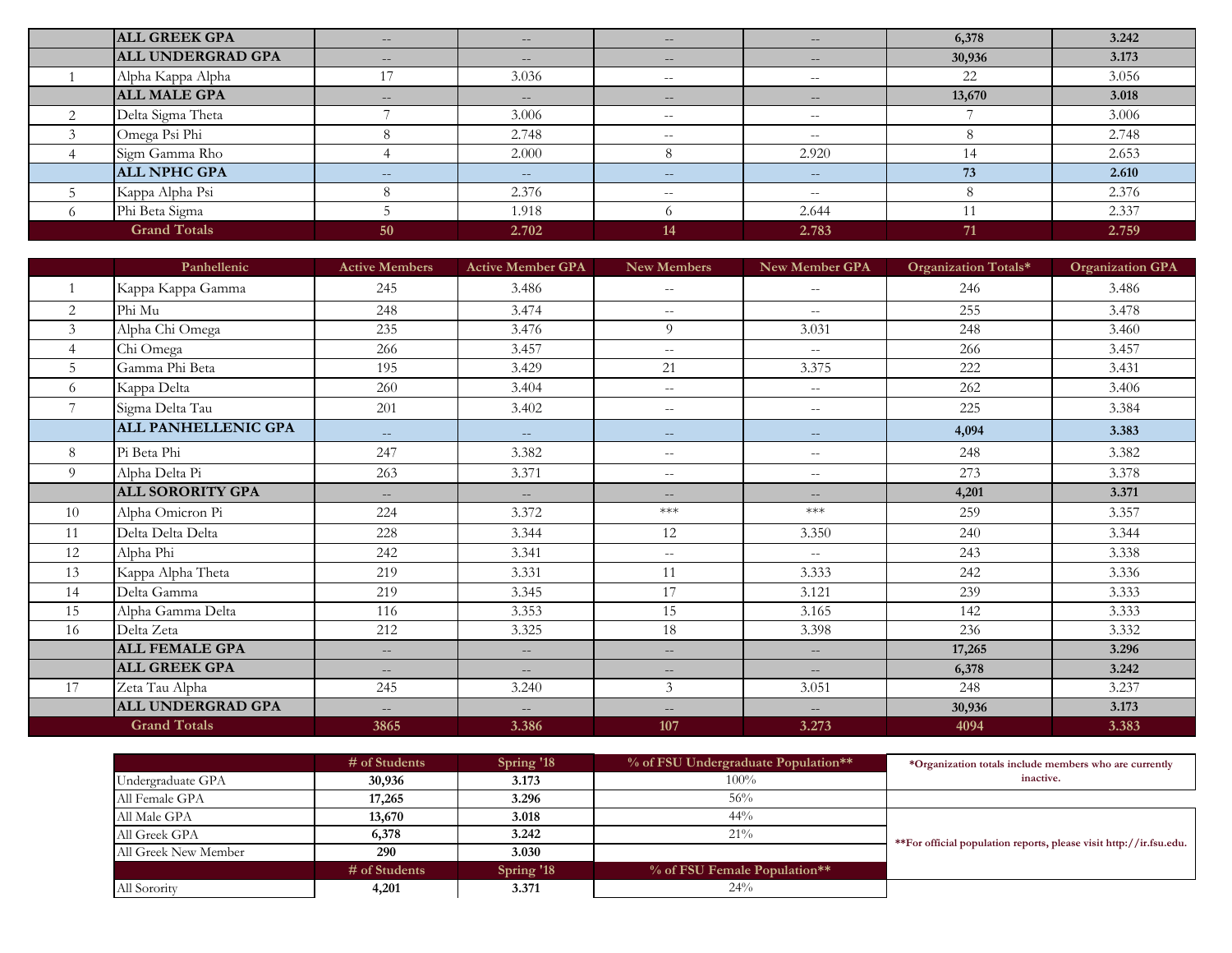| | | | | | | | |
|---|---|---|---|---|---|---|---|
| | **ALL GREEK GPA** | -- | -- | -- | -- | **6,378** | **3.242** |
| | **ALL UNDERGRAD GPA** | -- | -- | -- | -- | **30,936** | **3.173** |
| 1 | Alpha Kappa Alpha | 17 | 3.036 | -- | -- | 22 | 3.056 |
| | **ALL MALE GPA** | -- | -- | -- | -- | **13,670** | **3.018** |
| 2 | Delta Sigma Theta | 7 | 3.006 | -- | -- | 7 | 3.006 |
| 3 | Omega Psi Phi | 8 | 2.748 | -- | -- | 8 | 2.748 |
| 4 | Sigm Gamma Rho | 4 | 2.000 | 8 | 2.920 | 14 | 2.653 |
| | **ALL NPHC GPA** | -- | -- | -- | -- | **73** | **2.610** |
| 5 | Kappa Alpha Psi | 8 | 2.376 | -- | -- | 8 | 2.376 |
| 6 | Phi Beta Sigma | 5 | 1.918 | 6 | 2.644 | 11 | 2.337 |
| | **Grand Totals** | **50** | **2.702** | **14** | **2.783** | **71** | **2.759** |

| | Panhellenic | Active Members | Active Member GPA | New Members | New Member GPA | Organization Totals* | Organization GPA |
|---|---|---|---|---|---|---|---|
| 1 | Kappa Kappa Gamma | 245 | 3.486 | -- | -- | 246 | 3.486 |
| 2 | Phi Mu | 248 | 3.474 | -- | -- | 255 | 3.478 |
| 3 | Alpha Chi Omega | 235 | 3.476 | 9 | 3.031 | 248 | 3.460 |
| 4 | Chi Omega | 266 | 3.457 | -- | -- | 266 | 3.457 |
| 5 | Gamma Phi Beta | 195 | 3.429 | 21 | 3.375 | 222 | 3.431 |
| 6 | Kappa Delta | 260 | 3.404 | -- | -- | 262 | 3.406 |
| 7 | Sigma Delta Tau | 201 | 3.402 | -- | -- | 225 | 3.384 |
| | **ALL PANHELLENIC GPA** | -- | -- | -- | -- | **4,094** | **3.383** |
| 8 | Pi Beta Phi | 247 | 3.382 | -- | -- | 248 | 3.382 |
| 9 | Alpha Delta Pi | 263 | 3.371 | -- | -- | 273 | 3.378 |
| | **ALL SORORITY GPA** | -- | -- | -- | -- | **4,201** | **3.371** |
| 10 | Alpha Omicron Pi | 224 | 3.372 | *** | *** | 259 | 3.357 |
| 11 | Delta Delta Delta | 228 | 3.344 | 12 | 3.350 | 240 | 3.344 |
| 12 | Alpha Phi | 242 | 3.341 | -- | -- | 243 | 3.338 |
| 13 | Kappa Alpha Theta | 219 | 3.331 | 11 | 3.333 | 242 | 3.336 |
| 14 | Delta Gamma | 219 | 3.345 | 17 | 3.121 | 239 | 3.333 |
| 15 | Alpha Gamma Delta | 116 | 3.353 | 15 | 3.165 | 142 | 3.333 |
| 16 | Delta Zeta | 212 | 3.325 | 18 | 3.398 | 236 | 3.332 |
| | **ALL FEMALE GPA** | -- | -- | -- | -- | **17,265** | **3.296** |
| | **ALL GREEK GPA** | -- | -- | -- | -- | **6,378** | **3.242** |
| 17 | Zeta Tau Alpha | 245 | 3.240 | 3 | 3.051 | 248 | 3.237 |
| | **ALL UNDERGRAD GPA** | -- | -- | -- | -- | **30,936** | **3.173** |
| | **Grand Totals** | **3865** | **3.386** | **107** | **3.273** | **4094** | **3.383** |

| | # of Students | Spring '18 | % of FSU Undergraduate Population** |
|---|---|---|---|
| Undergraduate GPA | **30,936** | **3.173** | 100% |
| All Female GPA | **17,265** | **3.296** | 56% |
| All Male GPA | **13,670** | **3.018** | 44% |
| All Greek GPA | **6,378** | **3.242** | 21% |
| All Greek New Member | **290** | **3.030** | |
| | **# of Students** | **Spring '18** | **% of FSU Female Population**** |
| All Sorority | **4,201** | **3.371** | 24% |

**\*Organization totals include members who are currently inactive.**

**\*\*For official population reports, please visit http://ir.fsu.edu.**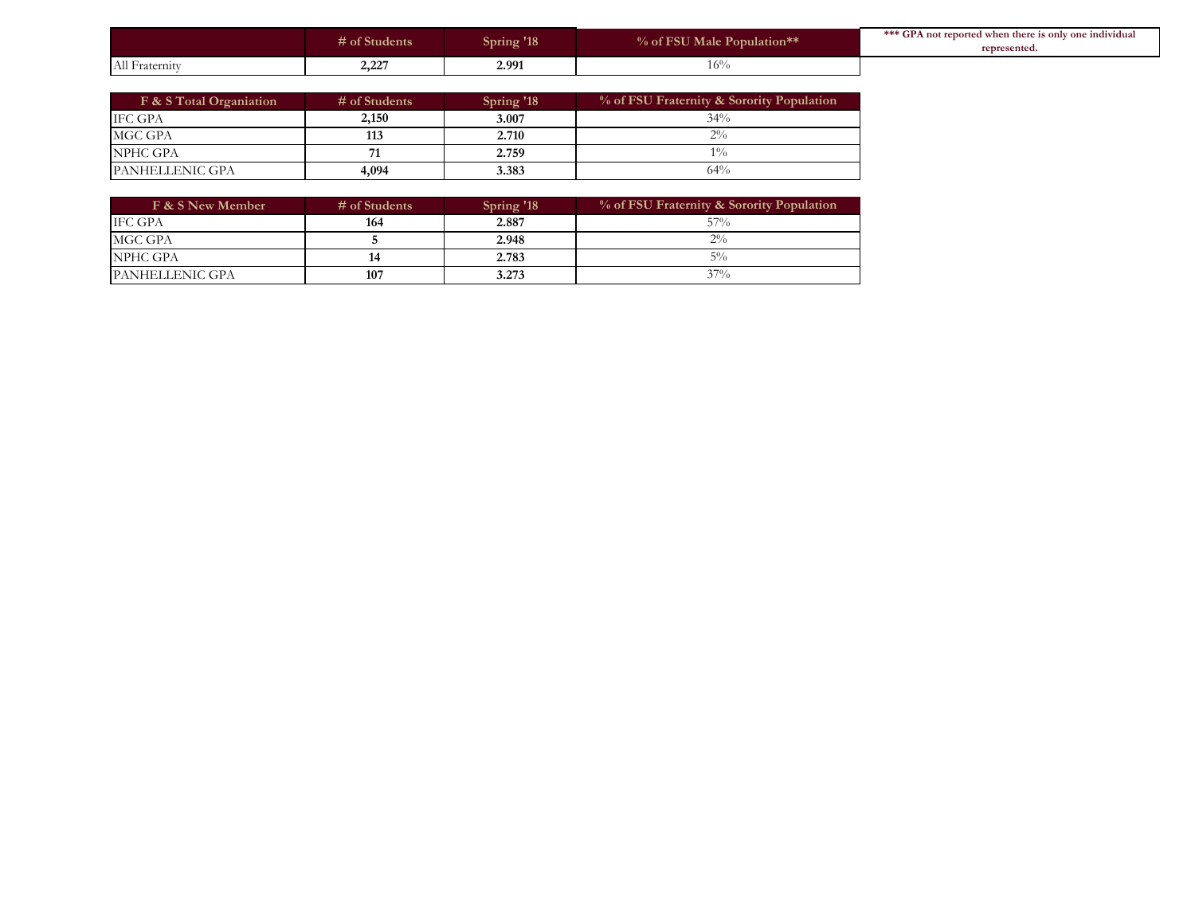| | # of Students | Spring '18 | % of FSU Male Population** |
|---|---|---|---|
| All Fraternity | **2,227** | **2.991** | 16% |

**\*\*\* GPA not reported when there is only one individual represented.**

| F & S Total Organiation | # of Students | Spring '18 | % of FSU Fraternity & Sorority Population |
|---|---|---|---|
| IFC GPA | **2,150** | **3.007** | 34% |
| MGC GPA | **113** | **2.710** | 2% |
| NPHC GPA | **71** | **2.759** | 1% |
| PANHELLENIC GPA | **4,094** | **3.383** | 64% |

| F & S New Member | # of Students | Spring '18 | % of FSU Fraternity & Sorority Population |
|---|---|---|---|
| IFC GPA | **164** | **2.887** | 57% |
| MGC GPA | **5** | **2.948** | 2% |
| NPHC GPA | **14** | **2.783** | 5% |
| PANHELLENIC GPA | **107** | **3.273** | 37% |